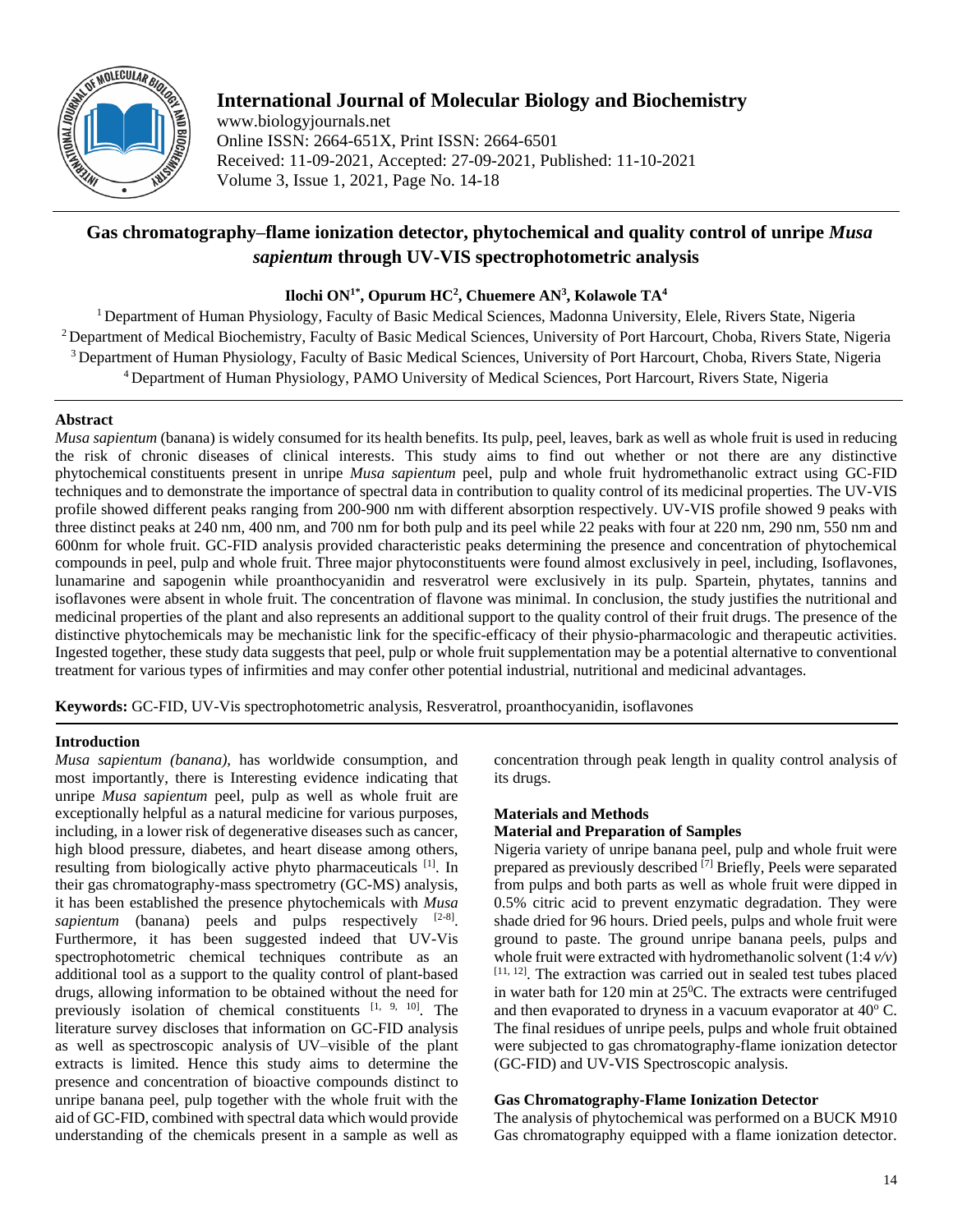# International Journal of Molecular Biology and Biochemistry

www.biologyjournals.net
Online ISSN: 2664-651X, Print ISSN: 2664-6501
Received: 11-09-2021, Accepted: 27-09-2021, Published: 11-10-2021
Volume 3, Issue 1, 2021, Page No. 14-18

## Gas chromatography–flame ionization detector, phytochemical and quality control of unripe *Musa sapientum* through UV-VIS spectrophotometric analysis

**Ilochi ON[1*], Opurum HC[2], Chuemere AN[3], Kolawole TA[4]**

[1] Department of Human Physiology, Faculty of Basic Medical Sciences, Madonna University, Elele, Rivers State, Nigeria
[2] Department of Medical Biochemistry, Faculty of Basic Medical Sciences, University of Port Harcourt, Choba, Rivers State, Nigeria
[3] Department of Human Physiology, Faculty of Basic Medical Sciences, University of Port Harcourt, Choba, Rivers State, Nigeria
[4] Department of Human Physiology, PAMO University of Medical Sciences, Port Harcourt, Rivers State, Nigeria

### Abstract

*Musa sapientum* (banana) is widely consumed for its health benefits. Its pulp, peel, leaves, bark as well as whole fruit is used in reducing the risk of chronic diseases of clinical interests. This study aims to find out whether or not there are any distinctive phytochemical constituents present in unripe *Musa sapientum* peel, pulp and whole fruit hydromethanolic extract using GC-FID techniques and to demonstrate the importance of spectral data in contribution to quality control of its medicinal properties. The UV-VIS profile showed different peaks ranging from 200-900 nm with different absorption respectively. UV-VIS profile showed 9 peaks with three distinct peaks at 240 nm, 400 nm, and 700 nm for both pulp and its peel while 22 peaks with four at 220 nm, 290 nm, 550 nm and 600nm for whole fruit. GC-FID analysis provided characteristic peaks determining the presence and concentration of phytochemical compounds in peel, pulp and whole fruit. Three major phytoconstituents were found almost exclusively in peel, including, Isoflavones, lunamarine and sapogenin while proanthocyanidin and resveratrol were exclusively in its pulp. Spartein, phytates, tannins and isoflavones were absent in whole fruit. The concentration of flavone was minimal. In conclusion, the study justifies the nutritional and medicinal properties of the plant and also represents an additional support to the quality control of their fruit drugs. The presence of the distinctive phytochemicals may be mechanistic link for the specific-efficacy of their physio-pharmacologic and therapeutic activities. Ingested together, these study data suggests that peel, pulp or whole fruit supplementation may be a potential alternative to conventional treatment for various types of infirmities and may confer other potential industrial, nutritional and medicinal advantages.

**Keywords:** GC-FID, UV-Vis spectrophotometric analysis, Resveratrol, proanthocyanidin, isoflavones

### Introduction

*Musa sapientum (banana),* has worldwide consumption, and most importantly, there is Interesting evidence indicating that unripe *Musa sapientum* peel, pulp as well as whole fruit are exceptionally helpful as a natural medicine for various purposes, including, in a lower risk of degenerative diseases such as cancer, high blood pressure, diabetes, and heart disease among others, resulting from biologically active phyto pharmaceuticals [1]. In their gas chromatography-mass spectrometry (GC-MS) analysis, it has been established the presence phytochemicals with *Musa sapientum* (banana) peels and pulps respectively [2-8]. Furthermore, it has been suggested indeed that UV-Vis spectrophotometric chemical techniques contribute as an additional tool as a support to the quality control of plant-based drugs, allowing information to be obtained without the need for previously isolation of chemical constituents [1, 9, 10]. The literature survey discloses that information on GC-FID analysis as well as spectroscopic analysis of UV–visible of the plant extracts is limited. Hence this study aims to determine the presence and concentration of bioactive compounds distinct to unripe banana peel, pulp together with the whole fruit with the aid of GC-FID, combined with spectral data which would provide understanding of the chemicals present in a sample as well as concentration through peak length in quality control analysis of its drugs.

### Materials and Methods

#### Material and Preparation of Samples

Nigeria variety of unripe banana peel, pulp and whole fruit were prepared as previously described [7] Briefly, Peels were separated from pulps and both parts as well as whole fruit were dipped in 0.5% citric acid to prevent enzymatic degradation. They were shade dried for 96 hours. Dried peels, pulps and whole fruit were ground to paste. The ground unripe banana peels, pulps and whole fruit were extracted with hydromethanolic solvent (1:4 *v/v*) [11, 12]. The extraction was carried out in sealed test tubes placed in water bath for 120 min at 25$^0$C. The extracts were centrifuged and then evaporated to dryness in a vacuum evaporator at 40$^o$ C. The final residues of unripe peels, pulps and whole fruit obtained were subjected to gas chromatography-flame ionization detector (GC-FID) and UV-VIS Spectroscopic analysis.

#### Gas Chromatography-Flame Ionization Detector

The analysis of phytochemical was performed on a BUCK M910 Gas chromatography equipped with a flame ionization detector.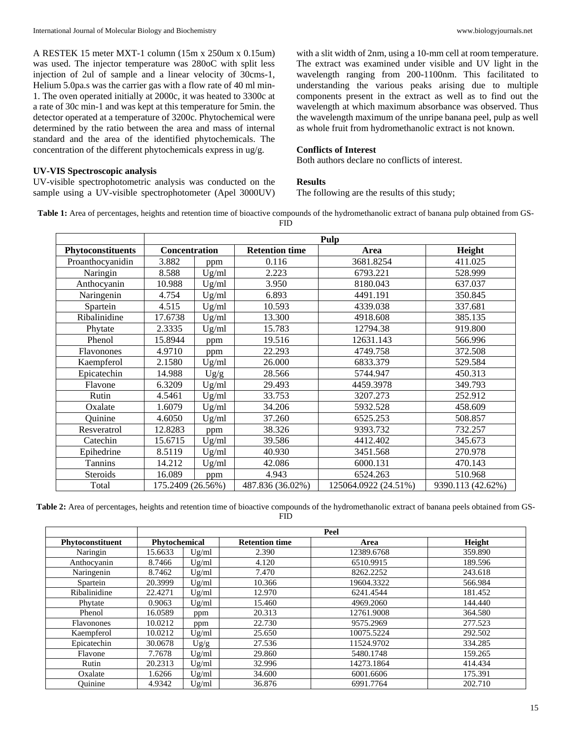A RESTEK 15 meter MXT-1 column (15m x 250um x 0.15um) was used. The injector temperature was 280oC with split less injection of 2ul of sample and a linear velocity of 30cms-1, Helium 5.0pa.s was the carrier gas with a flow rate of 40 ml min-1. The oven operated initially at 2000c, it was heated to 3300c at a rate of 30c min-1 and was kept at this temperature for 5min. the detector operated at a temperature of 3200c. Phytochemical were determined by the ratio between the area and mass of internal standard and the area of the identified phytochemicals. The concentration of the different phytochemicals express in ug/g.

**UV-VIS Spectroscopic analysis**

UV-visible spectrophotometric analysis was conducted on the sample using a UV-visible spectrophotometer (Apel 3000UV) with a slit width of 2nm, using a 10-mm cell at room temperature. The extract was examined under visible and UV light in the wavelength ranging from 200-1100nm. This facilitated to understanding the various peaks arising due to multiple components present in the extract as well as to find out the wavelength at which maximum absorbance was observed. Thus the wavelength maximum of the unripe banana peel, pulp as well as whole fruit from hydromethanolic extract is not known.

**Conflicts of Interest**

Both authors declare no conflicts of interest.

**Results**

The following are the results of this study;

**Table 1:** Area of percentages, heights and retention time of bioactive compounds of the hydromethanolic extract of banana pulp obtained from GS-FID

| | Pulp | | | | |
|---|---|---|---|---|---|
| **Phytoconstituents** | **Concentration** | | **Retention time** | **Area** | **Height** |
| Proanthocyanidin | 3.882 | ppm | 0.116 | 3681.8254 | 411.025 |
| Naringin | 8.588 | Ug/ml | 2.223 | 6793.221 | 528.999 |
| Anthocyanin | 10.988 | Ug/ml | 3.950 | 8180.043 | 637.037 |
| Naringenin | 4.754 | Ug/ml | 6.893 | 4491.191 | 350.845 |
| Spartein | 4.515 | Ug/ml | 10.593 | 4339.038 | 337.681 |
| Ribalinidine | 17.6738 | Ug/ml | 13.300 | 4918.608 | 385.135 |
| Phytate | 2.3335 | Ug/ml | 15.783 | 12794.38 | 919.800 |
| Phenol | 15.8944 | ppm | 19.516 | 12631.143 | 566.996 |
| Flavonones | 4.9710 | ppm | 22.293 | 4749.758 | 372.508 |
| Kaempferol | 2.1580 | Ug/ml | 26.000 | 6833.379 | 529.584 |
| Epicatechin | 14.988 | Ug/g | 28.566 | 5744.947 | 450.313 |
| Flavone | 6.3209 | Ug/ml | 29.493 | 4459.3978 | 349.793 |
| Rutin | 4.5461 | Ug/ml | 33.753 | 3207.273 | 252.912 |
| Oxalate | 1.6079 | Ug/ml | 34.206 | 5932.528 | 458.609 |
| Quinine | 4.6050 | Ug/ml | 37.260 | 6525.253 | 508.857 |
| Resveratrol | 12.8283 | ppm | 38.326 | 9393.732 | 732.257 |
| Catechin | 15.6715 | Ug/ml | 39.586 | 4412.402 | 345.673 |
| Epihedrine | 8.5119 | Ug/ml | 40.930 | 3451.568 | 270.978 |
| Tannins | 14.212 | Ug/ml | 42.086 | 6000.131 | 470.143 |
| Steroids | 16.089 | ppm | 4.943 | 6524.263 | 510.968 |
| Total | 175.2409 (26.56%) | | 487.836 (36.02%) | 125064.0922 (24.51%) | 9390.113 (42.62%) |

**Table 2:** Area of percentages, heights and retention time of bioactive compounds of the hydromethanolic extract of banana peels obtained from GS-FID

| | Peel | | | | |
|---|---|---|---|---|---|
| **Phytoconstituent** | **Phytochemical** | | **Retention time** | **Area** | **Height** |
| Naringin | 15.6633 | Ug/ml | 2.390 | 12389.6768 | 359.890 |
| Anthocyanin | 8.7466 | Ug/ml | 4.120 | 6510.9915 | 189.596 |
| Naringenin | 8.7462 | Ug/ml | 7.470 | 8262.2252 | 243.618 |
| Spartein | 20.3999 | Ug/ml | 10.366 | 19604.3322 | 566.984 |
| Ribalinidine | 22.4271 | Ug/ml | 12.970 | 6241.4544 | 181.452 |
| Phytate | 0.9063 | Ug/ml | 15.460 | 4969.2060 | 144.440 |
| Phenol | 16.0589 | ppm | 20.313 | 12761.9008 | 364.580 |
| Flavonones | 10.0212 | ppm | 22.730 | 9575.2969 | 277.523 |
| Kaempferol | 10.0212 | Ug/ml | 25.650 | 10075.5224 | 292.502 |
| Epicatechin | 30.0678 | Ug/g | 27.536 | 11524.9702 | 334.285 |
| Flavone | 7.7678 | Ug/ml | 29.860 | 5480.1748 | 159.265 |
| Rutin | 20.2313 | Ug/ml | 32.996 | 14273.1864 | 414.434 |
| Oxalate | 1.6266 | Ug/ml | 34.600 | 6001.6606 | 175.391 |
| Quinine | 4.9342 | Ug/ml | 36.876 | 6991.7764 | 202.710 |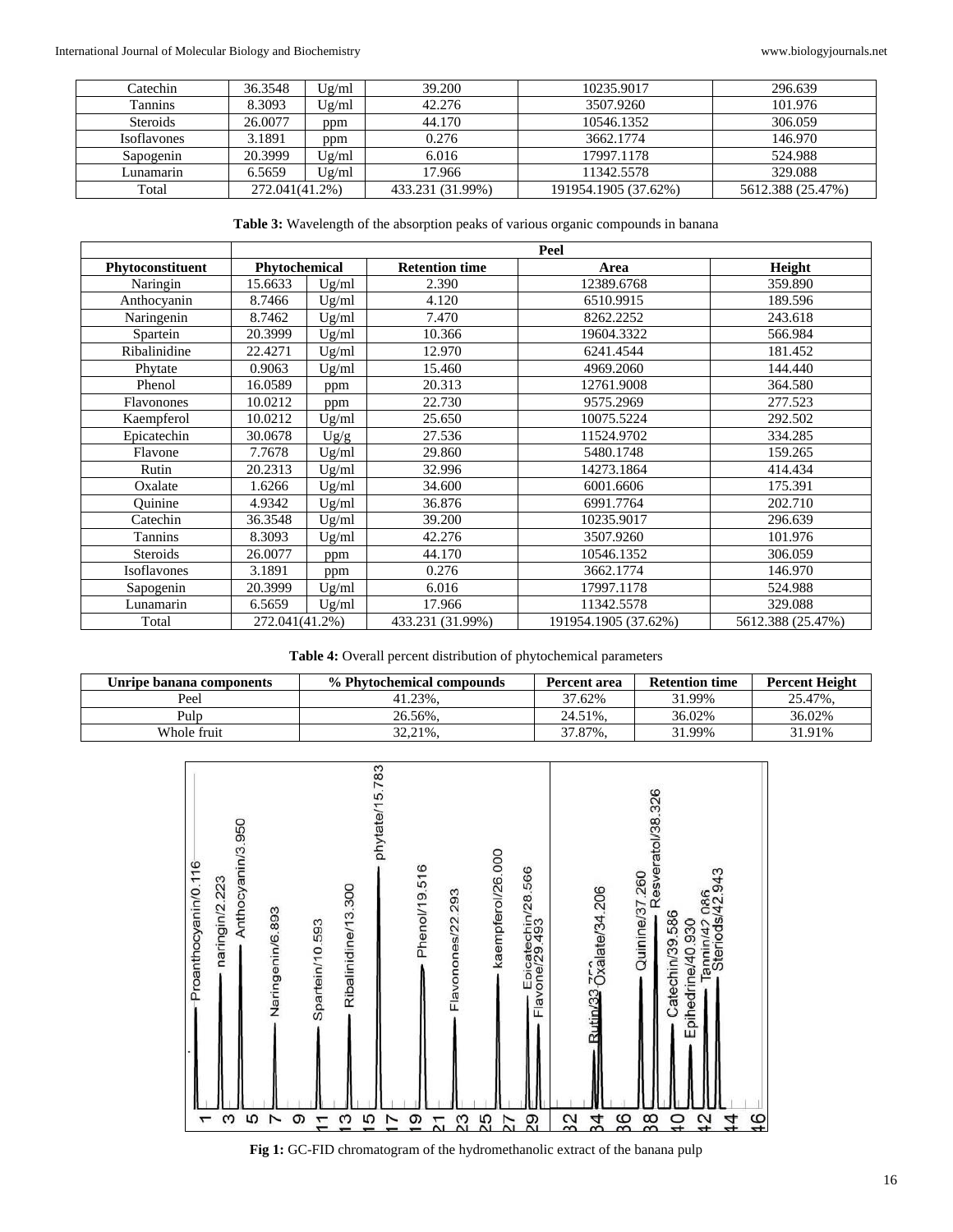| Catechin | 36.3548 | Ug/ml | 39.200 | 10235.9017 | 296.639 |
|---|---|---|---|---|---|
| Tannins | 8.3093 | Ug/ml | 42.276 | 3507.9260 | 101.976 |
| Steroids | 26.0077 | ppm | 44.170 | 10546.1352 | 306.059 |
| Isoflavones | 3.1891 | ppm | 0.276 | 3662.1774 | 146.970 |
| Sapogenin | 20.3999 | Ug/ml | 6.016 | 17997.1178 | 524.988 |
| Lunamarin | 6.5659 | Ug/ml | 17.966 | 11342.5578 | 329.088 |
| Total | 272.041(41.2%) | | 433.231 (31.99%) | 191954.1905 (37.62%) | 5612.388 (25.47%) |

**Table 3:** Wavelength of the absorption peaks of various organic compounds in banana

| | Peel | | | | |
|---|---|---|---|---|---|
| **Phytoconstituent** | **Phytochemical** | | **Retention time** | **Area** | **Height** |
| Naringin | 15.6633 | Ug/ml | 2.390 | 12389.6768 | 359.890 |
| Anthocyanin | 8.7466 | Ug/ml | 4.120 | 6510.9915 | 189.596 |
| Naringenin | 8.7462 | Ug/ml | 7.470 | 8262.2252 | 243.618 |
| Spartein | 20.3999 | Ug/ml | 10.366 | 19604.3322 | 566.984 |
| Ribalinidine | 22.4271 | Ug/ml | 12.970 | 6241.4544 | 181.452 |
| Phytate | 0.9063 | Ug/ml | 15.460 | 4969.2060 | 144.440 |
| Phenol | 16.0589 | ppm | 20.313 | 12761.9008 | 364.580 |
| Flavonones | 10.0212 | ppm | 22.730 | 9575.2969 | 277.523 |
| Kaempferol | 10.0212 | Ug/ml | 25.650 | 10075.5224 | 292.502 |
| Epicatechin | 30.0678 | Ug/g | 27.536 | 11524.9702 | 334.285 |
| Flavone | 7.7678 | Ug/ml | 29.860 | 5480.1748 | 159.265 |
| Rutin | 20.2313 | Ug/ml | 32.996 | 14273.1864 | 414.434 |
| Oxalate | 1.6266 | Ug/ml | 34.600 | 6001.6606 | 175.391 |
| Quinine | 4.9342 | Ug/ml | 36.876 | 6991.7764 | 202.710 |
| Catechin | 36.3548 | Ug/ml | 39.200 | 10235.9017 | 296.639 |
| Tannins | 8.3093 | Ug/ml | 42.276 | 3507.9260 | 101.976 |
| Steroids | 26.0077 | ppm | 44.170 | 10546.1352 | 306.059 |
| Isoflavones | 3.1891 | ppm | 0.276 | 3662.1774 | 146.970 |
| Sapogenin | 20.3999 | Ug/ml | 6.016 | 17997.1178 | 524.988 |
| Lunamarin | 6.5659 | Ug/ml | 17.966 | 11342.5578 | 329.088 |
| Total | 272.041(41.2%) | | 433.231 (31.99%) | 191954.1905 (37.62%) | 5612.388 (25.47%) |

**Table 4:** Overall percent distribution of phytochemical parameters

| Unripe banana components | % Phytochemical compounds | Percent area | Retention time | Percent Height |
|---|---|---|---|---|
| Peel | 41.23%, | 37.62% | 31.99% | 25.47%, |
| Pulp | 26.56%, | 24.51%, | 36.02% | 36.02% |
| Whole fruit | 32,21%, | 37.87%, | 31.99% | 31.91% |

**Fig 1:** GC-FID chromatogram of the hydromethanolic extract of the banana pulp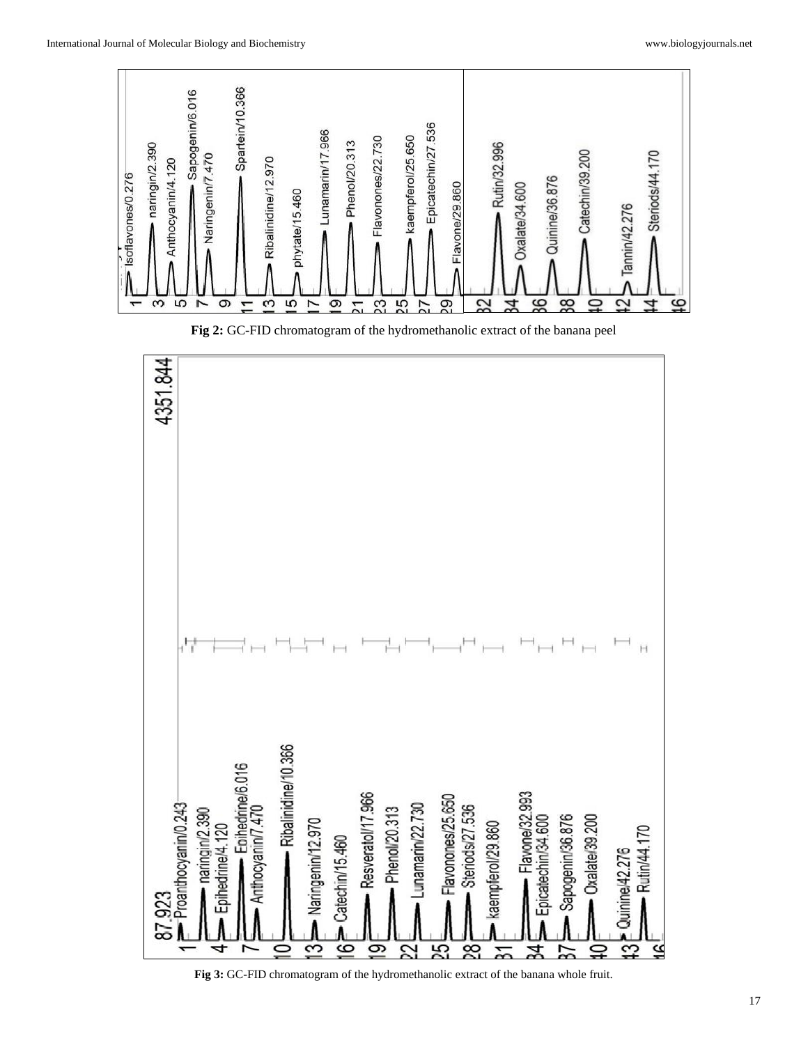Fig 2: GC-FID chromatogram of the hydromethanolic extract of the banana peel

Fig 3: GC-FID chromatogram of the hydromethanolic extract of the banana whole fruit.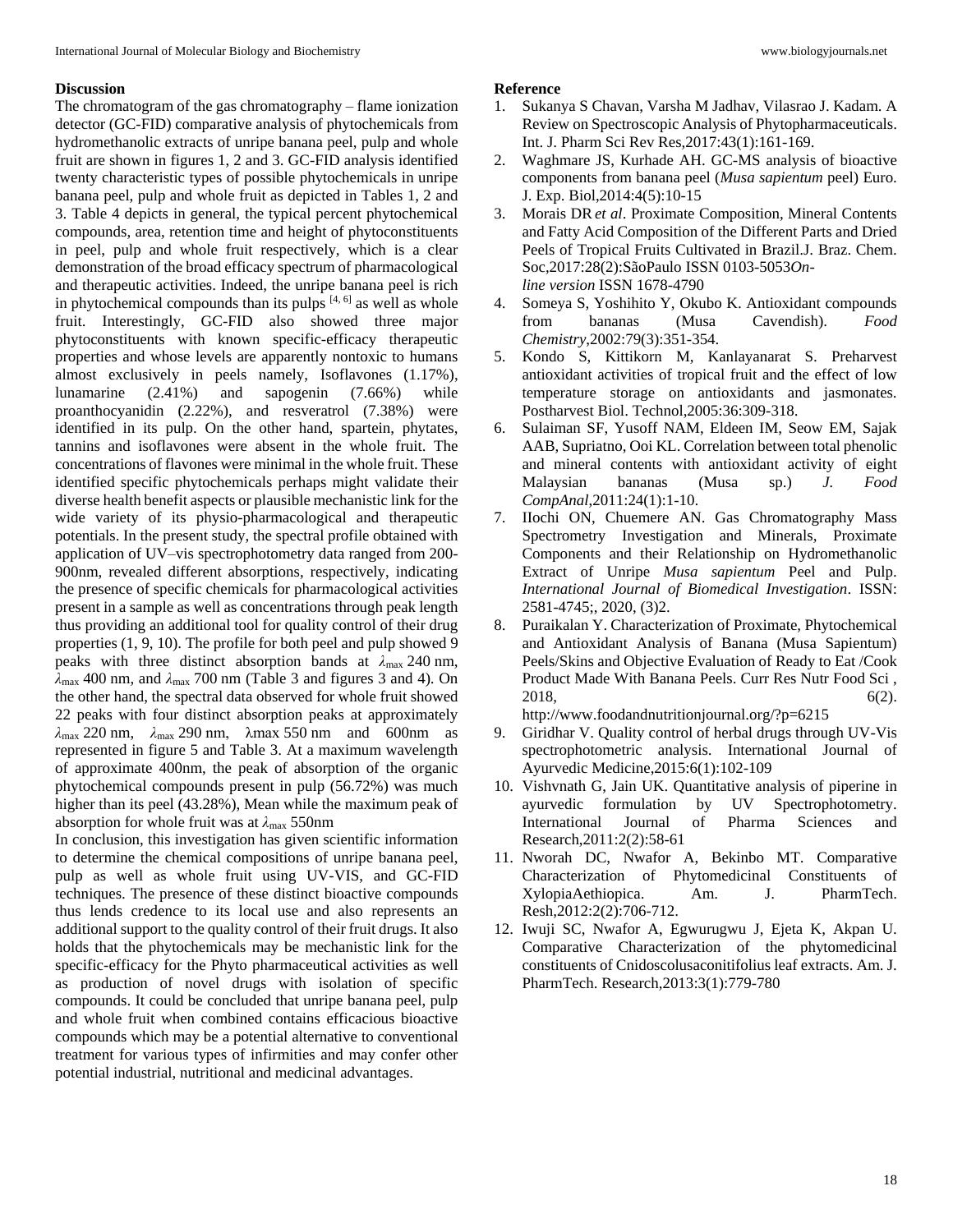## Discussion

The chromatogram of the gas chromatography – flame ionization detector (GC-FID) comparative analysis of phytochemicals from hydromethanolic extracts of unripe banana peel, pulp and whole fruit are shown in figures 1, 2 and 3. GC-FID analysis identified twenty characteristic types of possible phytochemicals in unripe banana peel, pulp and whole fruit as depicted in Tables 1, 2 and 3. Table 4 depicts in general, the typical percent phytochemical compounds, area, retention time and height of phytoconstituents in peel, pulp and whole fruit respectively, which is a clear demonstration of the broad efficacy spectrum of pharmacological and therapeutic activities. Indeed, the unripe banana peel is rich in phytochemical compounds than its pulps [4, 6] as well as whole fruit. Interestingly, GC-FID also showed three major phytoconstituents with known specific-efficacy therapeutic properties and whose levels are apparently nontoxic to humans almost exclusively in peels namely, Isoflavones (1.17%), lunamarine (2.41%) and sapogenin (7.66%) while proanthocyanidin (2.22%), and resveratrol (7.38%) were identified in its pulp. On the other hand, spartein, phytates, tannins and isoflavones were absent in the whole fruit. The concentrations of flavones were minimal in the whole fruit. These identified specific phytochemicals perhaps might validate their diverse health benefit aspects or plausible mechanistic link for the wide variety of its physio-pharmacological and therapeutic potentials. In the present study, the spectral profile obtained with application of UV–vis spectrophotometry data ranged from 200-900nm, revealed different absorptions, respectively, indicating the presence of specific chemicals for pharmacological activities present in a sample as well as concentrations through peak length thus providing an additional tool for quality control of their drug properties (1, 9, 10). The profile for both peel and pulp showed 9 peaks with three distinct absorption bands at $\lambda_{max}$ 240 nm, $\lambda_{max}$ 400 nm, and $\lambda_{max}$ 700 nm (Table 3 and figures 3 and 4). On the other hand, the spectral data observed for whole fruit showed 22 peaks with four distinct absorption peaks at approximately $\lambda_{max}$ 220 nm, $\lambda_{max}$ 290 nm, λmax 550 nm and 600nm as represented in figure 5 and Table 3. At a maximum wavelength of approximate 400nm, the peak of absorption of the organic phytochemical compounds present in pulp (56.72%) was much higher than its peel (43.28%), Mean while the maximum peak of absorption for whole fruit was at $\lambda_{max}$ 550nm

In conclusion, this investigation has given scientific information to determine the chemical compositions of unripe banana peel, pulp as well as whole fruit using UV-VIS, and GC-FID techniques. The presence of these distinct bioactive compounds thus lends credence to its local use and also represents an additional support to the quality control of their fruit drugs. It also holds that the phytochemicals may be mechanistic link for the specific-efficacy for the Phyto pharmaceutical activities as well as production of novel drugs with isolation of specific compounds. It could be concluded that unripe banana peel, pulp and whole fruit when combined contains efficacious bioactive compounds which may be a potential alternative to conventional treatment for various types of infirmities and may confer other potential industrial, nutritional and medicinal advantages.

## Reference

1. Sukanya S Chavan, Varsha M Jadhav, Vilasrao J. Kadam. A Review on Spectroscopic Analysis of Phytopharmaceuticals. Int. J. Pharm Sci Rev Res,2017:43(1):161-169.
2. Waghmare JS, Kurhade AH. GC-MS analysis of bioactive components from banana peel (*Musa sapientum* peel) Euro. J. Exp. Biol,2014:4(5):10-15
3. Morais DR *et al*. Proximate Composition, Mineral Contents and Fatty Acid Composition of the Different Parts and Dried Peels of Tropical Fruits Cultivated in Brazil.J. Braz. Chem. Soc,2017:28(2):SãoPaulo ISSN 0103-5053*On-line version* ISSN 1678-4790
4. Someya S, Yoshihito Y, Okubo K. Antioxidant compounds from bananas (Musa Cavendish). *Food Chemistry*,2002:79(3):351-354.
5. Kondo S, Kittikorn M, Kanlayanarat S. Preharvest antioxidant activities of tropical fruit and the effect of low temperature storage on antioxidants and jasmonates. Postharvest Biol. Technol,2005:36:309-318.
6. Sulaiman SF, Yusoff NAM, Eldeen IM, Seow EM, Sajak AAB, Supriatno, Ooi KL. Correlation between total phenolic and mineral contents with antioxidant activity of eight Malaysian bananas (Musa sp.) *J. Food CompAnal*,2011:24(1):1-10.
7. IIochi ON, Chuemere AN. Gas Chromatography Mass Spectrometry Investigation and Minerals, Proximate Components and their Relationship on Hydromethanolic Extract of Unripe *Musa sapientum* Peel and Pulp. *International Journal of Biomedical Investigation*. ISSN: 2581-4745;, 2020, (3)2.
8. Puraikalan Y. Characterization of Proximate, Phytochemical and Antioxidant Analysis of Banana (Musa Sapientum) Peels/Skins and Objective Evaluation of Ready to Eat /Cook Product Made With Banana Peels. Curr Res Nutr Food Sci , 2018, 6(2). http://www.foodandnutritionjournal.org/?p=6215
9. Giridhar V. Quality control of herbal drugs through UV-Vis spectrophotometric analysis. International Journal of Ayurvedic Medicine,2015:6(1):102-109
10. Vishvnath G, Jain UK. Quantitative analysis of piperine in ayurvedic formulation by UV Spectrophotometry. International Journal of Pharma Sciences and Research,2011:2(2):58-61
11. Nworah DC, Nwafor A, Bekinbo MT. Comparative Characterization of Phytomedicinal Constituents of XylopiaAethiopica. Am. J. PharmTech. Resh,2012:2(2):706-712.
12. Iwuji SC, Nwafor A, Egwurugwu J, Ejeta K, Akpan U. Comparative Characterization of the phytomedicinal constituents of Cnidoscolusaconitifolius leaf extracts. Am. J. PharmTech. Research,2013:3(1):779-780